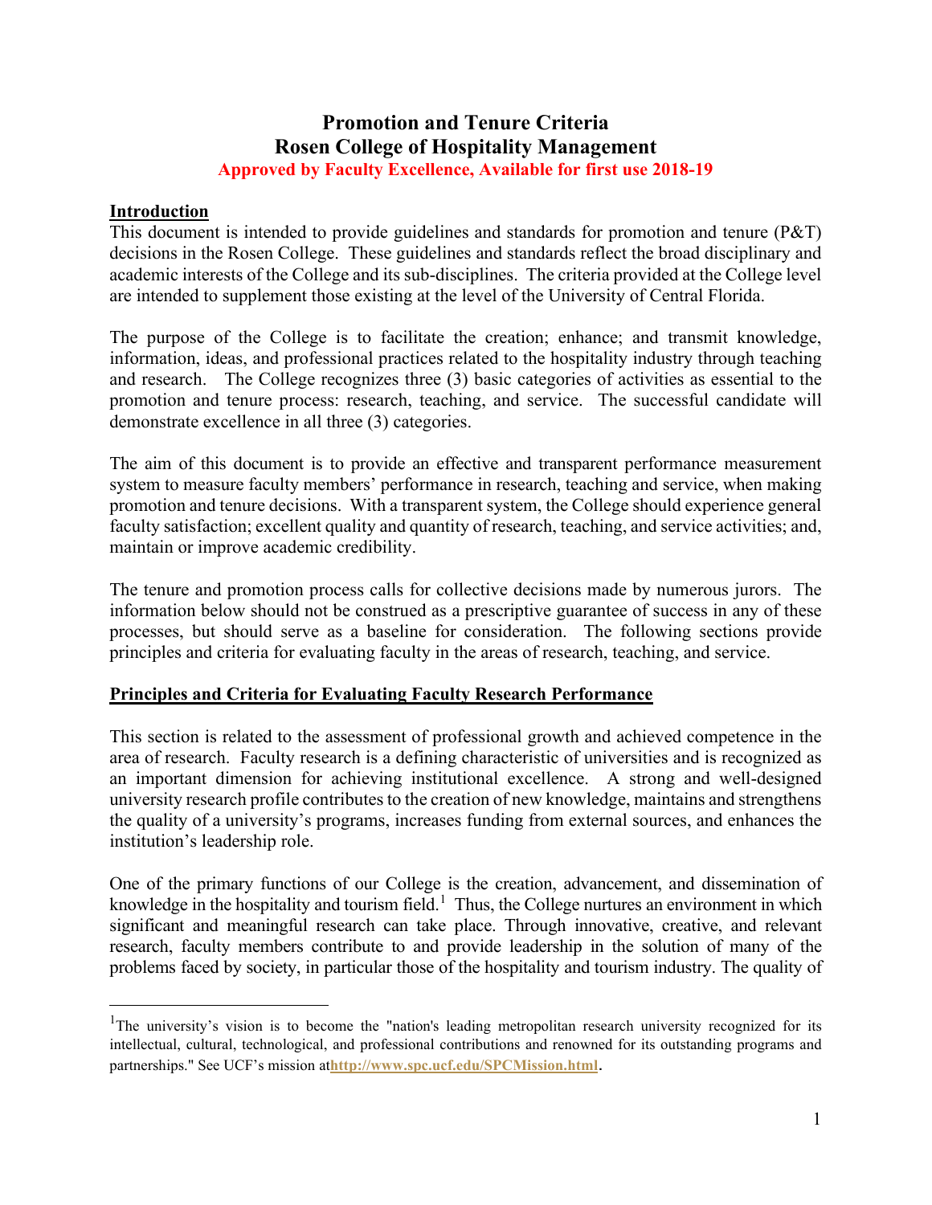# Promotion and Tenure Criteria
# Rosen College of Hospitality Management

**Approved by Faculty Excellence, Available for first use 2018-19**

## Introduction

This document is intended to provide guidelines and standards for promotion and tenure (P&T) decisions in the Rosen College. These guidelines and standards reflect the broad disciplinary and academic interests of the College and its sub-disciplines. The criteria provided at the College level are intended to supplement those existing at the level of the University of Central Florida.

The purpose of the College is to facilitate the creation; enhance; and transmit knowledge, information, ideas, and professional practices related to the hospitality industry through teaching and research. The College recognizes three (3) basic categories of activities as essential to the promotion and tenure process: research, teaching, and service. The successful candidate will demonstrate excellence in all three (3) categories.

The aim of this document is to provide an effective and transparent performance measurement system to measure faculty members' performance in research, teaching and service, when making promotion and tenure decisions. With a transparent system, the College should experience general faculty satisfaction; excellent quality and quantity of research, teaching, and service activities; and, maintain or improve academic credibility.

The tenure and promotion process calls for collective decisions made by numerous jurors. The information below should not be construed as a prescriptive guarantee of success in any of these processes, but should serve as a baseline for consideration. The following sections provide principles and criteria for evaluating faculty in the areas of research, teaching, and service.

## Principles and Criteria for Evaluating Faculty Research Performance

This section is related to the assessment of professional growth and achieved competence in the area of research. Faculty research is a defining characteristic of universities and is recognized as an important dimension for achieving institutional excellence. A strong and well-designed university research profile contributes to the creation of new knowledge, maintains and strengthens the quality of a university's programs, increases funding from external sources, and enhances the institution's leadership role.

One of the primary functions of our College is the creation, advancement, and dissemination of knowledge in the hospitality and tourism field.[1] Thus, the College nurtures an environment in which significant and meaningful research can take place. Through innovative, creative, and relevant research, faculty members contribute to and provide leadership in the solution of many of the problems faced by society, in particular those of the hospitality and tourism industry. The quality of

---

[1] The university's vision is to become the "nation's leading metropolitan research university recognized for its intellectual, cultural, technological, and professional contributions and renowned for its outstanding programs and partnerships." See UCF's mission at **http://www.spc.ucf.edu/SPCMission.html**.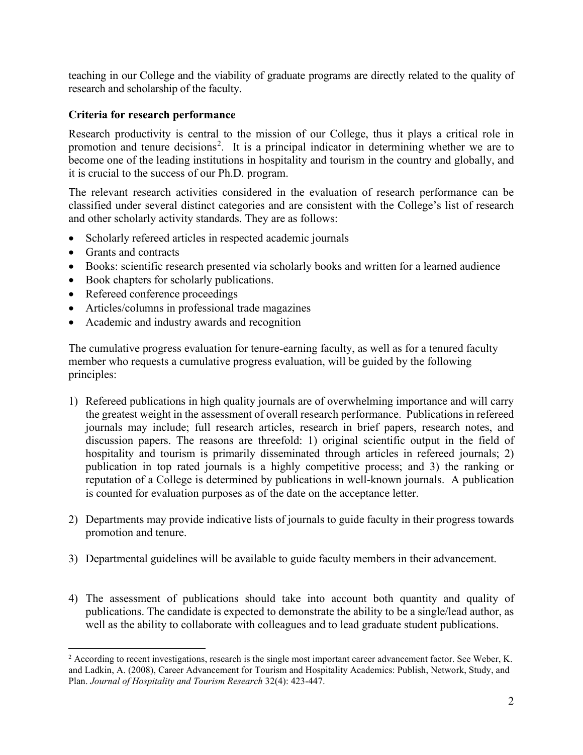teaching in our College and the viability of graduate programs are directly related to the quality of research and scholarship of the faculty.

**Criteria for research performance**

Research productivity is central to the mission of our College, thus it plays a critical role in promotion and tenure decisions[2]. It is a principal indicator in determining whether we are to become one of the leading institutions in hospitality and tourism in the country and globally, and it is crucial to the success of our Ph.D. program.

The relevant research activities considered in the evaluation of research performance can be classified under several distinct categories and are consistent with the College's list of research and other scholarly activity standards. They are as follows:

- Scholarly refereed articles in respected academic journals
- Grants and contracts
- Books: scientific research presented via scholarly books and written for a learned audience
- Book chapters for scholarly publications.
- Refereed conference proceedings
- Articles/columns in professional trade magazines
- Academic and industry awards and recognition

The cumulative progress evaluation for tenure-earning faculty, as well as for a tenured faculty member who requests a cumulative progress evaluation, will be guided by the following principles:

1) Refereed publications in high quality journals are of overwhelming importance and will carry the greatest weight in the assessment of overall research performance. Publications in refereed journals may include; full research articles, research in brief papers, research notes, and discussion papers. The reasons are threefold: 1) original scientific output in the field of hospitality and tourism is primarily disseminated through articles in refereed journals; 2) publication in top rated journals is a highly competitive process; and 3) the ranking or reputation of a College is determined by publications in well-known journals. A publication is counted for evaluation purposes as of the date on the acceptance letter.

2) Departments may provide indicative lists of journals to guide faculty in their progress towards promotion and tenure.

3) Departmental guidelines will be available to guide faculty members in their advancement.

4) The assessment of publications should take into account both quantity and quality of publications. The candidate is expected to demonstrate the ability to be a single/lead author, as well as the ability to collaborate with colleagues and to lead graduate student publications.

---

[2] According to recent investigations, research is the single most important career advancement factor. See Weber, K. and Ladkin, A. (2008), Career Advancement for Tourism and Hospitality Academics: Publish, Network, Study, and Plan. *Journal of Hospitality and Tourism Research* 32(4): 423-447.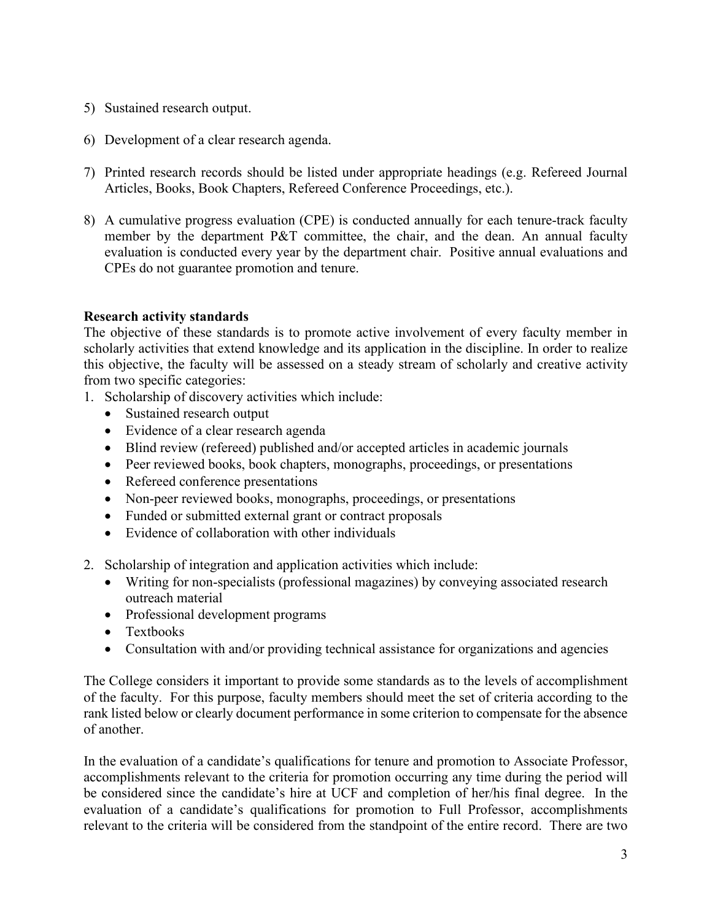5) Sustained research output.

6) Development of a clear research agenda.

7) Printed research records should be listed under appropriate headings (e.g. Refereed Journal Articles, Books, Book Chapters, Refereed Conference Proceedings, etc.).

8) A cumulative progress evaluation (CPE) is conducted annually for each tenure-track faculty member by the department P&T committee, the chair, and the dean. An annual faculty evaluation is conducted every year by the department chair. Positive annual evaluations and CPEs do not guarantee promotion and tenure.

**Research activity standards**

The objective of these standards is to promote active involvement of every faculty member in scholarly activities that extend knowledge and its application in the discipline. In order to realize this objective, the faculty will be assessed on a steady stream of scholarly and creative activity from two specific categories:

1. Scholarship of discovery activities which include:
   - Sustained research output
   - Evidence of a clear research agenda
   - Blind review (refereed) published and/or accepted articles in academic journals
   - Peer reviewed books, book chapters, monographs, proceedings, or presentations
   - Refereed conference presentations
   - Non-peer reviewed books, monographs, proceedings, or presentations
   - Funded or submitted external grant or contract proposals
   - Evidence of collaboration with other individuals

2. Scholarship of integration and application activities which include:
   - Writing for non-specialists (professional magazines) by conveying associated research outreach material
   - Professional development programs
   - Textbooks
   - Consultation with and/or providing technical assistance for organizations and agencies

The College considers it important to provide some standards as to the levels of accomplishment of the faculty. For this purpose, faculty members should meet the set of criteria according to the rank listed below or clearly document performance in some criterion to compensate for the absence of another.

In the evaluation of a candidate's qualifications for tenure and promotion to Associate Professor, accomplishments relevant to the criteria for promotion occurring any time during the period will be considered since the candidate's hire at UCF and completion of her/his final degree. In the evaluation of a candidate's qualifications for promotion to Full Professor, accomplishments relevant to the criteria will be considered from the standpoint of the entire record. There are two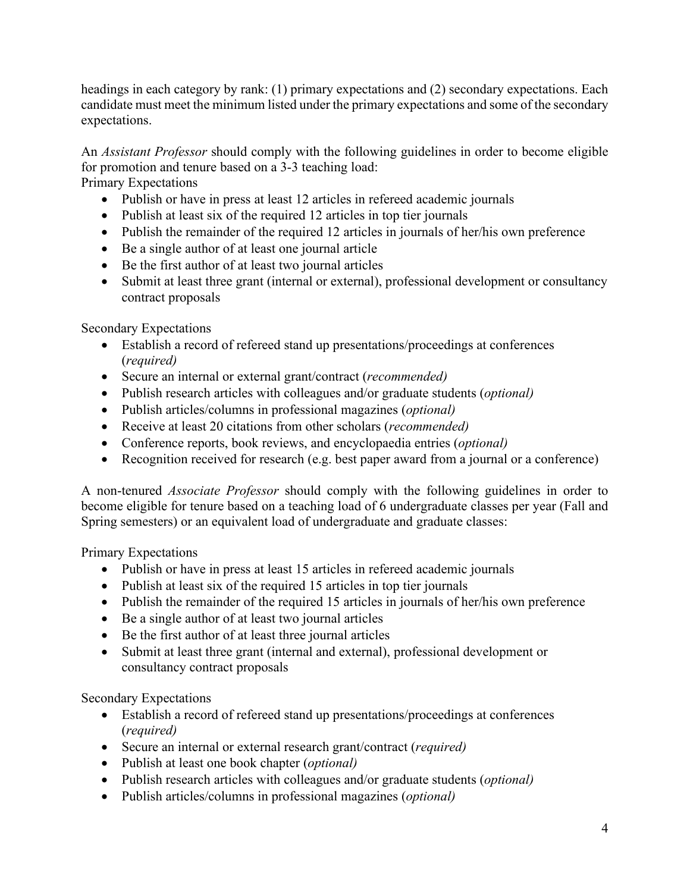headings in each category by rank: (1) primary expectations and (2) secondary expectations. Each candidate must meet the minimum listed under the primary expectations and some of the secondary expectations.

An *Assistant Professor* should comply with the following guidelines in order to become eligible for promotion and tenure based on a 3-3 teaching load:

Primary Expectations

- Publish or have in press at least 12 articles in refereed academic journals
- Publish at least six of the required 12 articles in top tier journals
- Publish the remainder of the required 12 articles in journals of her/his own preference
- Be a single author of at least one journal article
- Be the first author of at least two journal articles
- Submit at least three grant (internal or external), professional development or consultancy contract proposals

Secondary Expectations

- Establish a record of refereed stand up presentations/proceedings at conferences (*required)*
- Secure an internal or external grant/contract (*recommended)*
- Publish research articles with colleagues and/or graduate students (*optional)*
- Publish articles/columns in professional magazines (*optional)*
- Receive at least 20 citations from other scholars (*recommended)*
- Conference reports, book reviews, and encyclopaedia entries (*optional)*
- Recognition received for research (e.g. best paper award from a journal or a conference)

A non-tenured *Associate Professor* should comply with the following guidelines in order to become eligible for tenure based on a teaching load of 6 undergraduate classes per year (Fall and Spring semesters) or an equivalent load of undergraduate and graduate classes:

Primary Expectations

- Publish or have in press at least 15 articles in refereed academic journals
- Publish at least six of the required 15 articles in top tier journals
- Publish the remainder of the required 15 articles in journals of her/his own preference
- Be a single author of at least two journal articles
- Be the first author of at least three journal articles
- Submit at least three grant (internal and external), professional development or consultancy contract proposals

Secondary Expectations

- Establish a record of refereed stand up presentations/proceedings at conferences (*required)*
- Secure an internal or external research grant/contract (*required)*
- Publish at least one book chapter (*optional)*
- Publish research articles with colleagues and/or graduate students (*optional)*
- Publish articles/columns in professional magazines (*optional)*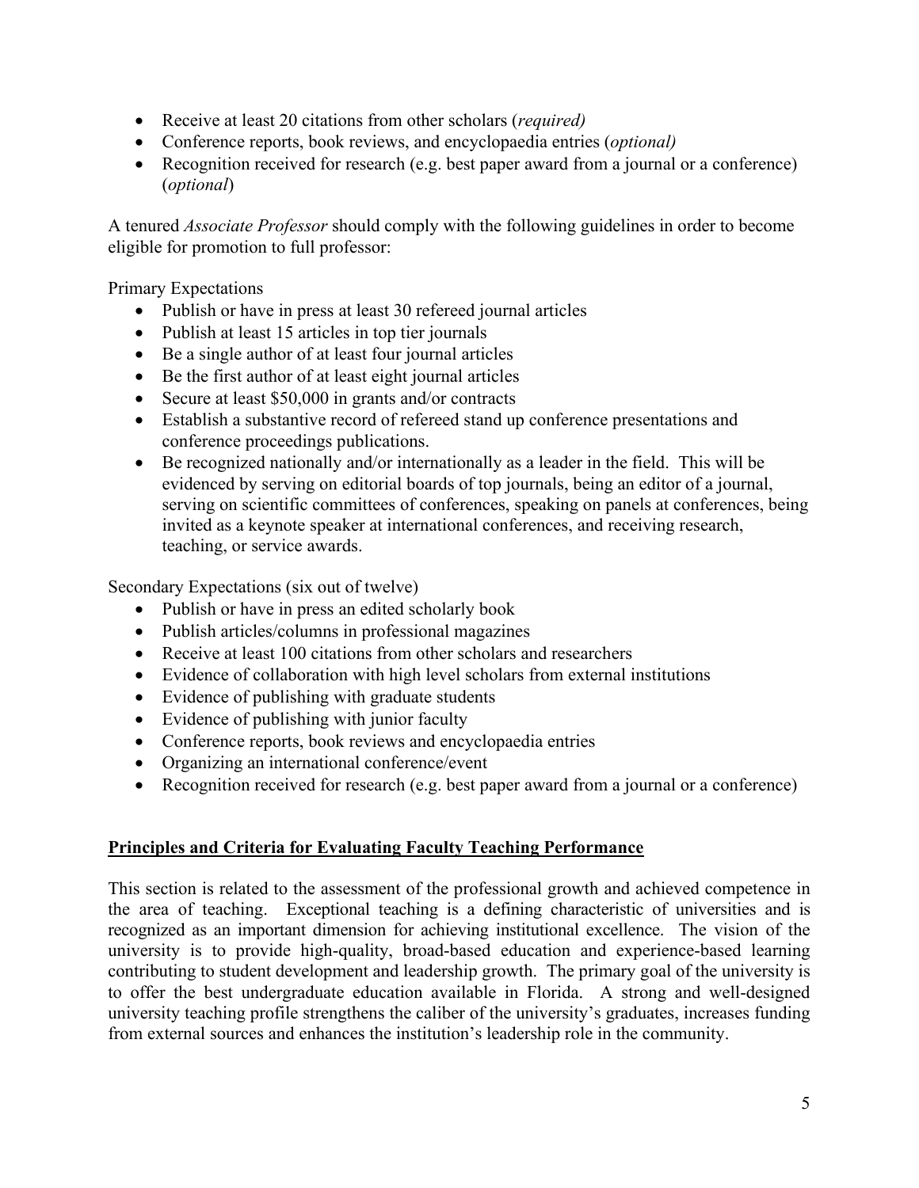- Receive at least 20 citations from other scholars (*required)*
- Conference reports, book reviews, and encyclopaedia entries (*optional)*
- Recognition received for research (e.g. best paper award from a journal or a conference) (*optional*)

A tenured *Associate Professor* should comply with the following guidelines in order to become eligible for promotion to full professor:

Primary Expectations

- Publish or have in press at least 30 refereed journal articles
- Publish at least 15 articles in top tier journals
- Be a single author of at least four journal articles
- Be the first author of at least eight journal articles
- Secure at least $50,000 in grants and/or contracts
- Establish a substantive record of refereed stand up conference presentations and conference proceedings publications.
- Be recognized nationally and/or internationally as a leader in the field. This will be evidenced by serving on editorial boards of top journals, being an editor of a journal, serving on scientific committees of conferences, speaking on panels at conferences, being invited as a keynote speaker at international conferences, and receiving research, teaching, or service awards.

Secondary Expectations (six out of twelve)

- Publish or have in press an edited scholarly book
- Publish articles/columns in professional magazines
- Receive at least 100 citations from other scholars and researchers
- Evidence of collaboration with high level scholars from external institutions
- Evidence of publishing with graduate students
- Evidence of publishing with junior faculty
- Conference reports, book reviews and encyclopaedia entries
- Organizing an international conference/event
- Recognition received for research (e.g. best paper award from a journal or a conference)

## Principles and Criteria for Evaluating Faculty Teaching Performance

This section is related to the assessment of the professional growth and achieved competence in the area of teaching. Exceptional teaching is a defining characteristic of universities and is recognized as an important dimension for achieving institutional excellence. The vision of the university is to provide high-quality, broad-based education and experience-based learning contributing to student development and leadership growth. The primary goal of the university is to offer the best undergraduate education available in Florida. A strong and well-designed university teaching profile strengthens the caliber of the university's graduates, increases funding from external sources and enhances the institution's leadership role in the community.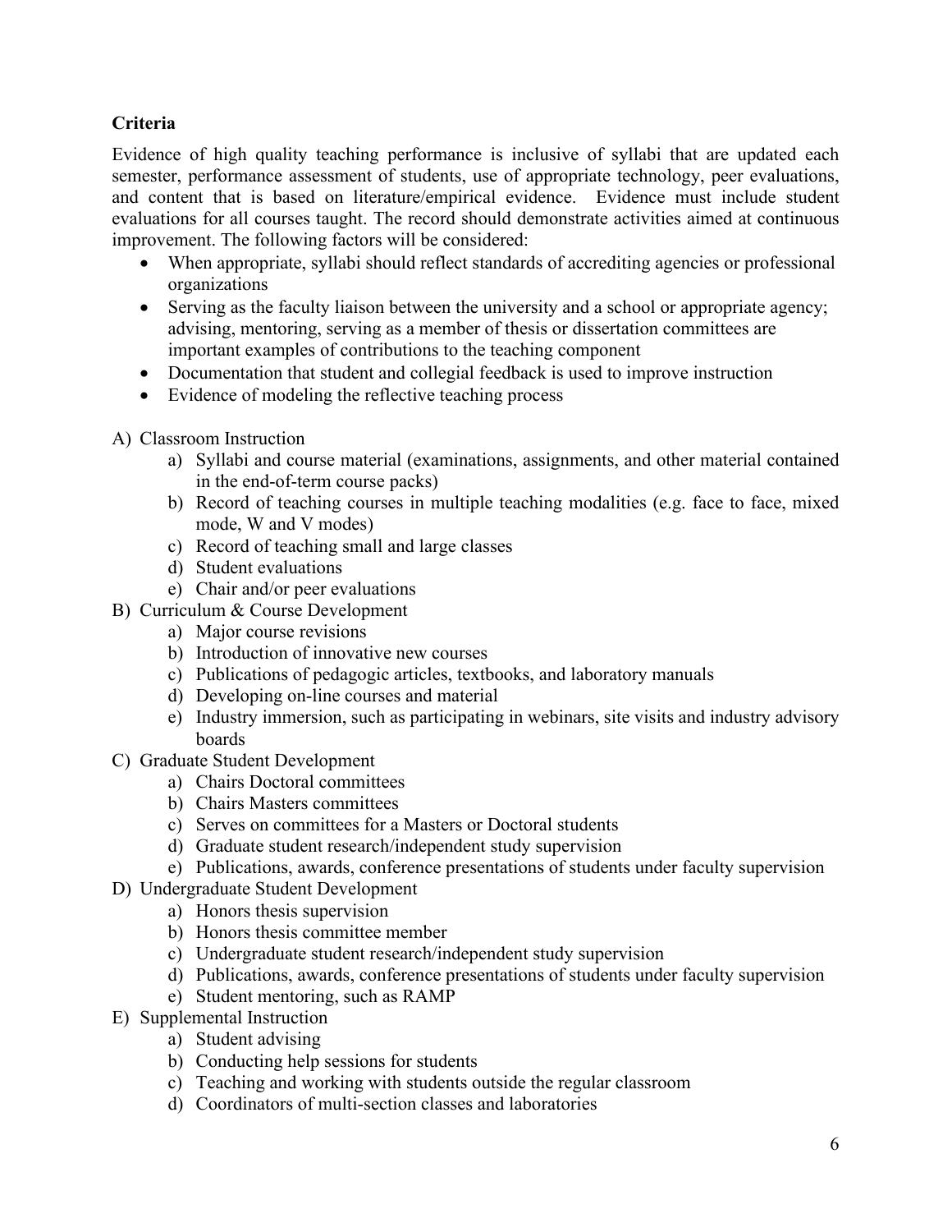**Criteria**

Evidence of high quality teaching performance is inclusive of syllabi that are updated each semester, performance assessment of students, use of appropriate technology, peer evaluations, and content that is based on literature/empirical evidence. Evidence must include student evaluations for all courses taught. The record should demonstrate activities aimed at continuous improvement. The following factors will be considered:

- When appropriate, syllabi should reflect standards of accrediting agencies or professional organizations
- Serving as the faculty liaison between the university and a school or appropriate agency; advising, mentoring, serving as a member of thesis or dissertation committees are important examples of contributions to the teaching component
- Documentation that student and collegial feedback is used to improve instruction
- Evidence of modeling the reflective teaching process

A) Classroom Instruction
   a) Syllabi and course material (examinations, assignments, and other material contained in the end-of-term course packs)
   b) Record of teaching courses in multiple teaching modalities (e.g. face to face, mixed mode, W and V modes)
   c) Record of teaching small and large classes
   d) Student evaluations
   e) Chair and/or peer evaluations

B) Curriculum & Course Development
   a) Major course revisions
   b) Introduction of innovative new courses
   c) Publications of pedagogic articles, textbooks, and laboratory manuals
   d) Developing on-line courses and material
   e) Industry immersion, such as participating in webinars, site visits and industry advisory boards

C) Graduate Student Development
   a) Chairs Doctoral committees
   b) Chairs Masters committees
   c) Serves on committees for a Masters or Doctoral students
   d) Graduate student research/independent study supervision
   e) Publications, awards, conference presentations of students under faculty supervision

D) Undergraduate Student Development
   a) Honors thesis supervision
   b) Honors thesis committee member
   c) Undergraduate student research/independent study supervision
   d) Publications, awards, conference presentations of students under faculty supervision
   e) Student mentoring, such as RAMP

E) Supplemental Instruction
   a) Student advising
   b) Conducting help sessions for students
   c) Teaching and working with students outside the regular classroom
   d) Coordinators of multi-section classes and laboratories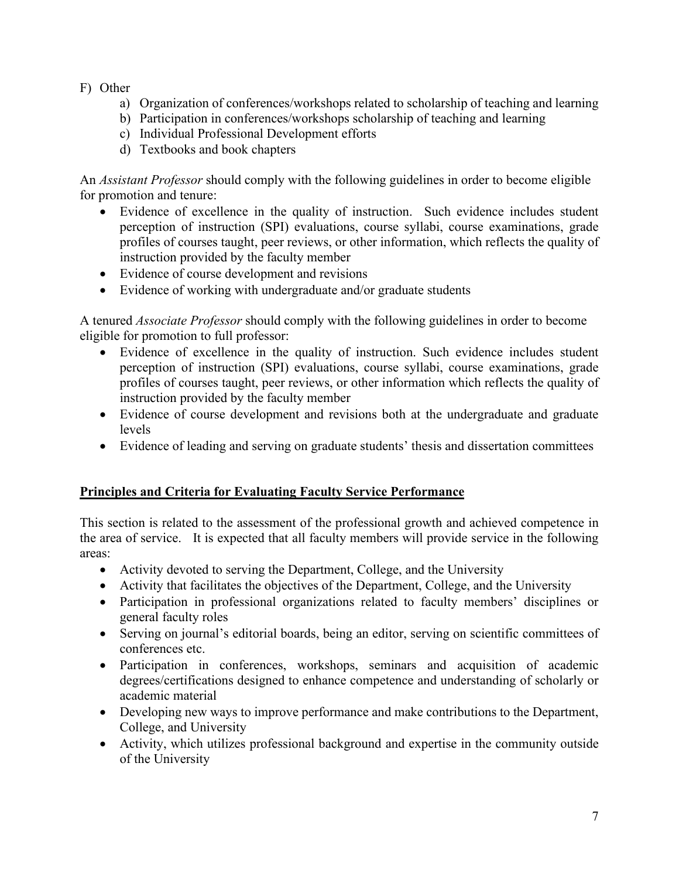F) Other
    a) Organization of conferences/workshops related to scholarship of teaching and learning
    b) Participation in conferences/workshops scholarship of teaching and learning
    c) Individual Professional Development efforts
    d) Textbooks and book chapters

An *Assistant Professor* should comply with the following guidelines in order to become eligible for promotion and tenure:

- Evidence of excellence in the quality of instruction. Such evidence includes student perception of instruction (SPI) evaluations, course syllabi, course examinations, grade profiles of courses taught, peer reviews, or other information, which reflects the quality of instruction provided by the faculty member
- Evidence of course development and revisions
- Evidence of working with undergraduate and/or graduate students

A tenured *Associate Professor* should comply with the following guidelines in order to become eligible for promotion to full professor:

- Evidence of excellence in the quality of instruction. Such evidence includes student perception of instruction (SPI) evaluations, course syllabi, course examinations, grade profiles of courses taught, peer reviews, or other information which reflects the quality of instruction provided by the faculty member
- Evidence of course development and revisions both at the undergraduate and graduate levels
- Evidence of leading and serving on graduate students' thesis and dissertation committees

## Principles and Criteria for Evaluating Faculty Service Performance

This section is related to the assessment of the professional growth and achieved competence in the area of service. It is expected that all faculty members will provide service in the following areas:

- Activity devoted to serving the Department, College, and the University
- Activity that facilitates the objectives of the Department, College, and the University
- Participation in professional organizations related to faculty members' disciplines or general faculty roles
- Serving on journal's editorial boards, being an editor, serving on scientific committees of conferences etc.
- Participation in conferences, workshops, seminars and acquisition of academic degrees/certifications designed to enhance competence and understanding of scholarly or academic material
- Developing new ways to improve performance and make contributions to the Department, College, and University
- Activity, which utilizes professional background and expertise in the community outside of the University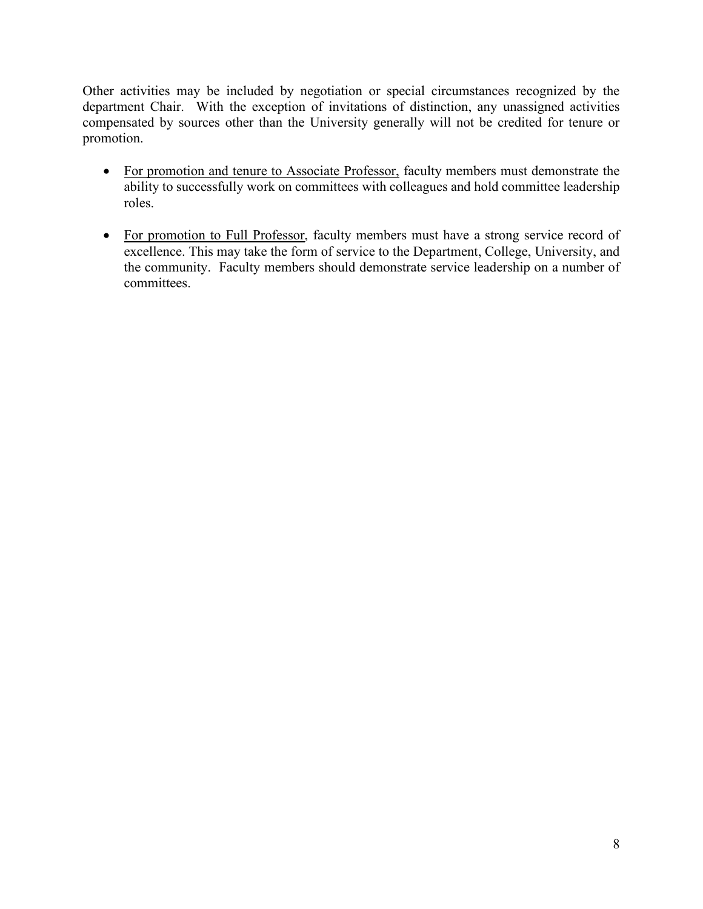Other activities may be included by negotiation or special circumstances recognized by the department Chair. With the exception of invitations of distinction, any unassigned activities compensated by sources other than the University generally will not be credited for tenure or promotion.

- For promotion and tenure to Associate Professor, faculty members must demonstrate the ability to successfully work on committees with colleagues and hold committee leadership roles.

- For promotion to Full Professor, faculty members must have a strong service record of excellence. This may take the form of service to the Department, College, University, and the community. Faculty members should demonstrate service leadership on a number of committees.